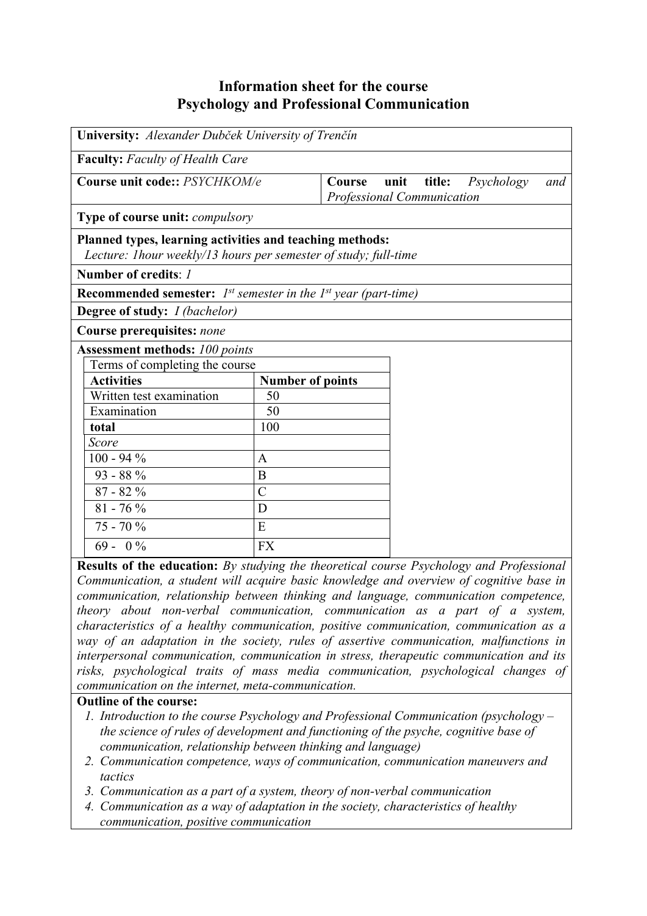# Information sheet for the course
# Psychology and Professional Communication

**University:** *Alexander Dubček University of Trenčín*

**Faculty:** *Faculty of Health Care*

**Course unit code::** *PSYCHKOM/e*

**Course unit title:** *Psychology and Professional Communication*

**Type of course unit:** *compulsory*

**Planned types, learning activities and teaching methods:**
*Lecture: 1hour weekly/13 hours per semester of study; full-time*

**Number of credits**: *1*

**Recommended semester:** *1st semester in the 1st year (part-time)*

**Degree of study:** *I (bachelor)*

**Course prerequisites:** *none*

**Assessment methods:** *100 points*

| Terms of completing the course | |
|---|---|
| **Activities** | **Number of points** |
| Written test examination | 50 |
| Examination | 50 |
| **total** | 100 |
| *Score* | |
| 100 - 94 % | A |
| 93 - 88 % | B |
| 87 - 82 % | C |
| 81 - 76 % | D |
| 75 - 70 % | E |
| 69 - 0 % | FX |

**Results of the education:** *By studying the theoretical course Psychology and Professional Communication, a student will acquire basic knowledge and overview of cognitive base in communication, relationship between thinking and language, communication competence, theory about non-verbal communication, communication as a part of a system, characteristics of a healthy communication, positive communication, communication as a way of an adaptation in the society, rules of assertive communication, malfunctions in interpersonal communication, communication in stress, therapeutic communication and its risks, psychological traits of mass media communication, psychological changes of communication on the internet, meta-communication.*

**Outline of the course:**

1. *Introduction to the course Psychology and Professional Communication (psychology – the science of rules of development and functioning of the psyche, cognitive base of communication, relationship between thinking and language)*
2. *Communication competence, ways of communication, communication maneuvers and tactics*
3. *Communication as a part of a system, theory of non-verbal communication*
4. *Communication as a way of adaptation in the society, characteristics of healthy communication, positive communication*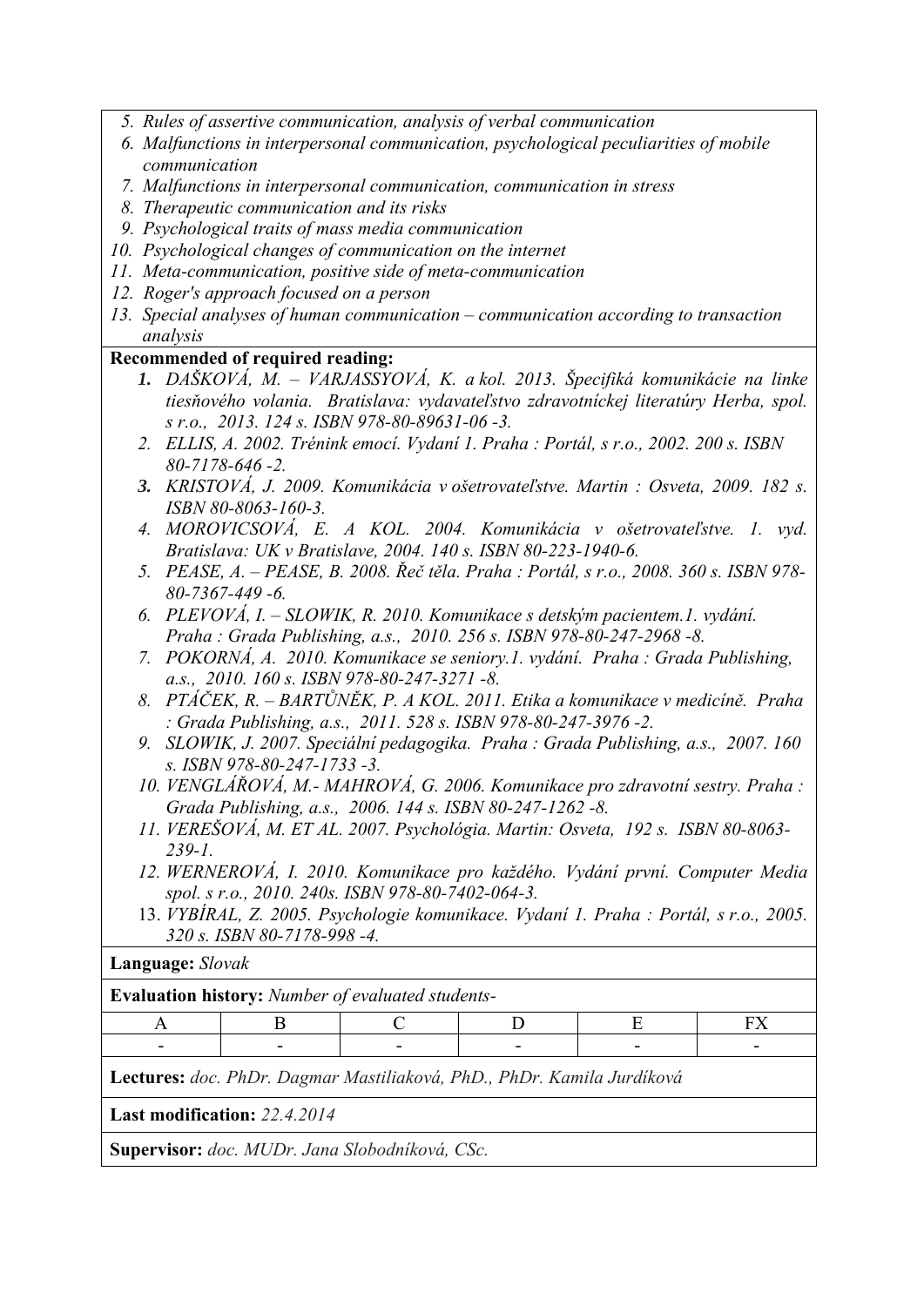5. *Rules of assertive communication, analysis of verbal communication*
6. *Malfunctions in interpersonal communication, psychological peculiarities of mobile communication*
7. *Malfunctions in interpersonal communication, communication in stress*
8. *Therapeutic communication and its risks*
9. *Psychological traits of mass media communication*
10. *Psychological changes of communication on the internet*
11. *Meta-communication, positive side of meta-communication*
12. *Roger's approach focused on a person*
13. *Special analyses of human communication – communication according to transaction analysis*

**Recommended of required reading:**

1. *DAŠKOVÁ, M. – VARJASSYOVÁ, K. a kol. 2013. Špecifiká komunikácie na linke tiesňového volania. Bratislava: vydavateľstvo zdravotníckej literatúry Herba, spol. s r.o., 2013. 124 s. ISBN 978-80-89631-06 -3.*
2. *ELLIS, A. 2002. Trénink emocí. Vydaní 1. Praha : Portál, s r.o., 2002. 200 s. ISBN 80-7178-646 -2.*
3. *KRISTOVÁ, J. 2009. Komunikácia v ošetrovateľstve. Martin : Osveta, 2009. 182 s. ISBN 80-8063-160-3.*
4. *MOROVICSOVÁ, E. A KOL. 2004. Komunikácia v ošetrovateľstve. 1. vyd. Bratislava: UK v Bratislave, 2004. 140 s. ISBN 80-223-1940-6.*
5. *PEASE, A. – PEASE, B. 2008. Řeč těla. Praha : Portál, s r.o., 2008. 360 s. ISBN 978-80-7367-449 -6.*
6. *PLEVOVÁ, I. – SLOWIK, R. 2010. Komunikace s detským pacientem.1. vydání. Praha : Grada Publishing, a.s., 2010. 256 s. ISBN 978-80-247-2968 -8.*
7. *POKORNÁ, A. 2010. Komunikace se seniory.1. vydání. Praha : Grada Publishing, a.s., 2010. 160 s. ISBN 978-80-247-3271 -8.*
8. *PTÁČEK, R. – BARTŮNĚK, P. A KOL. 2011. Etika a komunikace v medicíně. Praha : Grada Publishing, a.s., 2011. 528 s. ISBN 978-80-247-3976 -2.*
9. *SLOWIK, J. 2007. Speciální pedagogika. Praha : Grada Publishing, a.s., 2007. 160 s. ISBN 978-80-247-1733 -3.*
10. *VENGLÁŘOVÁ, M.- MAHROVÁ, G. 2006. Komunikace pro zdravotní sestry. Praha : Grada Publishing, a.s., 2006. 144 s. ISBN 80-247-1262 -8.*
11. *VEREŠOVÁ, M. ET AL. 2007. Psychológia. Martin: Osveta, 192 s. ISBN 80-8063-239-1.*
12. *WERNEROVÁ, I. 2010. Komunikace pro každého. Vydání první. Computer Media spol. s r.o., 2010. 240s. ISBN 978-80-7402-064-3.*
13. *VYBÍRAL, Z. 2005. Psychologie komunikace. Vydaní 1. Praha : Portál, s r.o., 2005. 320 s. ISBN 80-7178-998 -4.*

**Language:** *Slovak*

**Evaluation history:** *Number of evaluated students-*

| A | B | C | D | E | FX |
| --- | --- | --- | --- | --- | --- |
| - | - | - | - | - | - |

**Lectures:** *doc. PhDr. Dagmar Mastiliaková, PhD., PhDr. Kamila Jurdíková*

**Last modification:** *22.4.2014*

**Supervisor:** *doc. MUDr. Jana Slobodníková, CSc.*